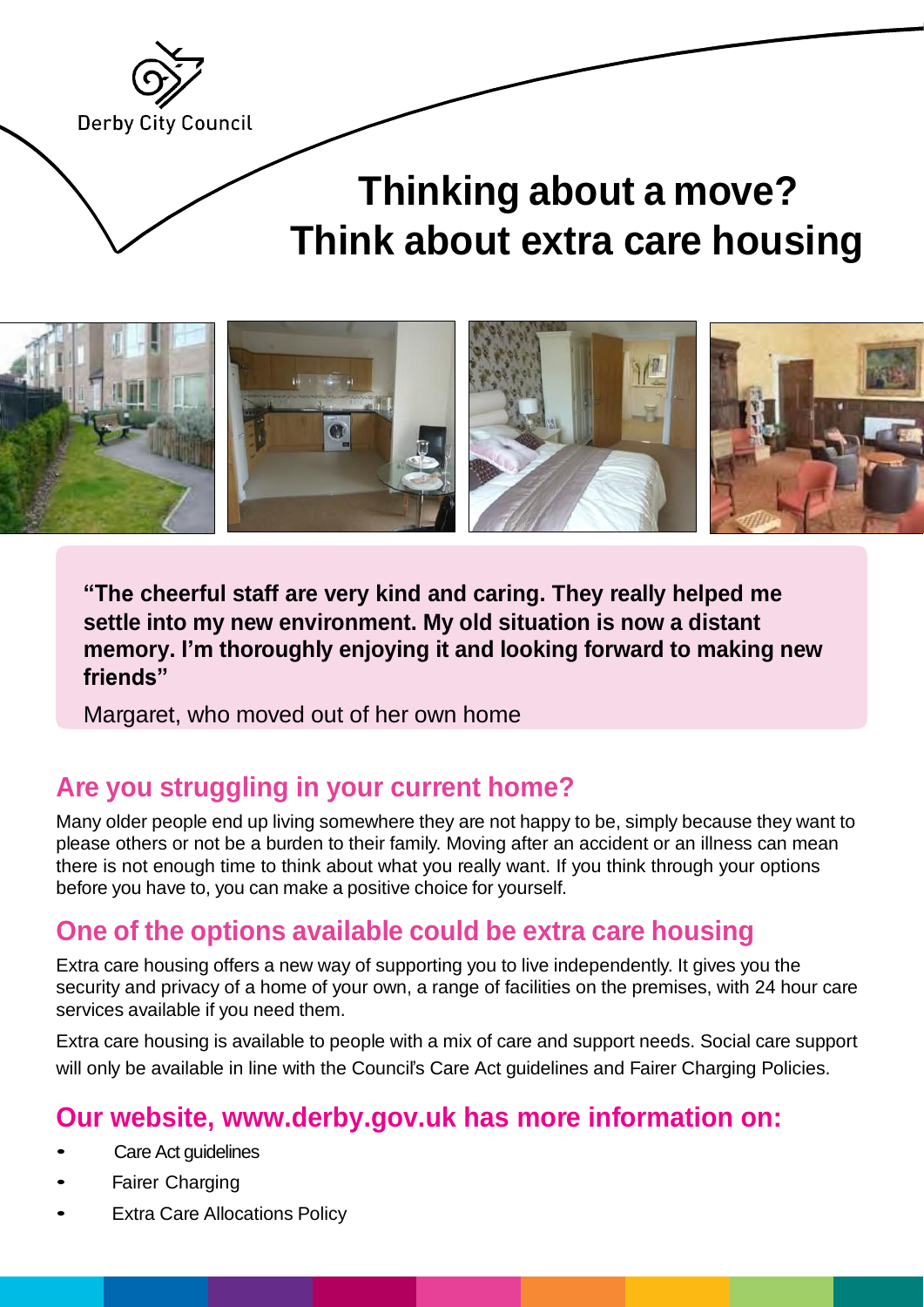Derby City Council

# Thinking about a move? Think about extra care housing

> **"The cheerful staff are very kind and caring. They really helped me settle into my new environment. My old situation is now a distant memory. I'm thoroughly enjoying it and looking forward to making new friends"**
>
> Margaret, who moved out of her own home

## Are you struggling in your current home?

Many older people end up living somewhere they are not happy to be, simply because they want to please others or not be a burden to their family. Moving after an accident or an illness can mean there is not enough time to think about what you really want. If you think through your options before you have to, you can make a positive choice for yourself.

## One of the options available could be extra care housing

Extra care housing offers a new way of supporting you to live independently. It gives you the security and privacy of a home of your own, a range of facilities on the premises, with 24 hour care services available if you need them.

Extra care housing is available to people with a mix of care and support needs. Social care support will only be available in line with the Council's Care Act guidelines and Fairer Charging Policies.

## Our website, www.derby.gov.uk has more information on:

- Care Act guidelines
- Fairer Charging
- Extra Care Allocations Policy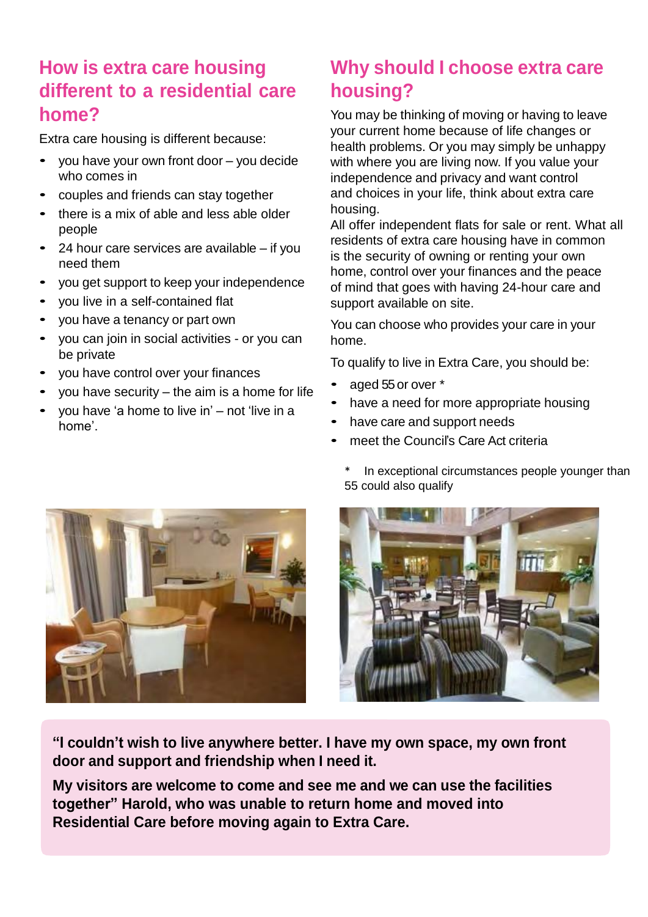## How is extra care housing different to a residential care home?

Extra care housing is different because:

- you have your own front door – you decide who comes in
- couples and friends can stay together
- there is a mix of able and less able older people
- 24 hour care services are available – if you need them
- you get support to keep your independence
- you live in a self-contained flat
- you have a tenancy or part own
- you can join in social activities - or you can be private
- you have control over your finances
- you have security – the aim is a home for life
- you have 'a home to live in' – not 'live in a home'.

## Why should I choose extra care housing?

You may be thinking of moving or having to leave your current home because of life changes or health problems. Or you may simply be unhappy with where you are living now. If you value your independence and privacy and want control and choices in your life, think about extra care housing.

All offer independent flats for sale or rent. What all residents of extra care housing have in common is the security of owning or renting your own home, control over your finances and the peace of mind that goes with having 24-hour care and support available on site.

You can choose who provides your care in your home.

To qualify to live in Extra Care, you should be:

- aged 55 or over *
- have a need for more appropriate housing
- have care and support needs
- meet the Council's Care Act criteria

\* In exceptional circumstances people younger than 55 could also qualify

**"I couldn't wish to live anywhere better. I have my own space, my own front door and support and friendship when I need it.**

**My visitors are welcome to come and see me and we can use the facilities together" Harold, who was unable to return home and moved into Residential Care before moving again to Extra Care.**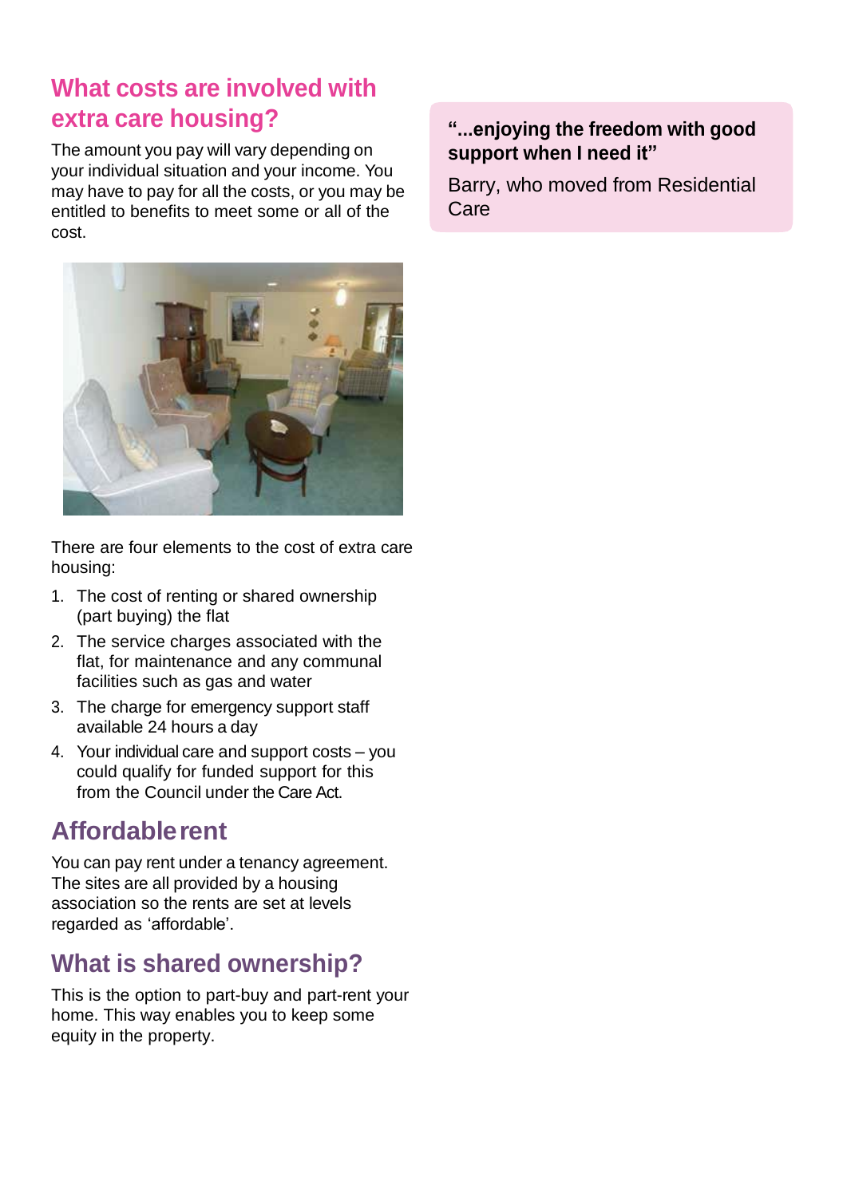## What costs are involved with extra care housing?

The amount you pay will vary depending on your individual situation and your income. You may have to pay for all the costs, or you may be entitled to benefits to meet some or all of the cost.

There are four elements to the cost of extra care housing:

1. The cost of renting or shared ownership (part buying) the flat
2. The service charges associated with the flat, for maintenance and any communal facilities such as gas and water
3. The charge for emergency support staff available 24 hours a day
4. Your individual care and support costs – you could qualify for funded support for this from the Council under the Care Act.

## Affordable rent

You can pay rent under a tenancy agreement. The sites are all provided by a housing association so the rents are set at levels regarded as 'affordable'.

## What is shared ownership?

This is the option to part-buy and part-rent your home. This way enables you to keep some equity in the property.

> **"...enjoying the freedom with good support when I need it"**
>
> Barry, who moved from Residential Care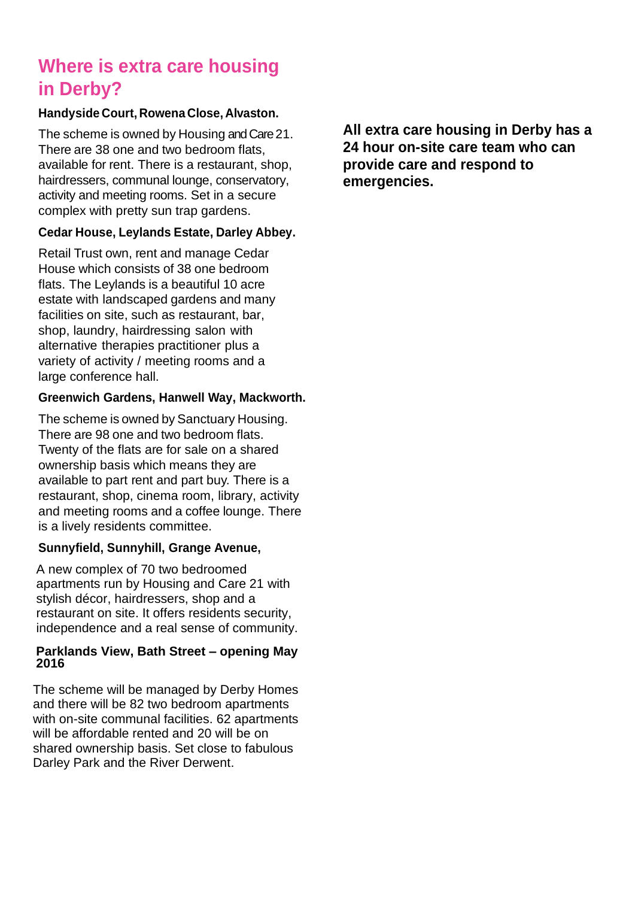## Where is extra care housing in Derby?

**Handyside Court, Rowena Close, Alvaston.**

The scheme is owned by Housing and Care 21. There are 38 one and two bedroom flats, available for rent. There is a restaurant, shop, hairdressers, communal lounge, conservatory, activity and meeting rooms. Set in a secure complex with pretty sun trap gardens.

**Cedar House, Leylands Estate, Darley Abbey.**

Retail Trust own, rent and manage Cedar House which consists of 38 one bedroom flats. The Leylands is a beautiful 10 acre estate with landscaped gardens and many facilities on site, such as restaurant, bar, shop, laundry, hairdressing salon with alternative therapies practitioner plus a variety of activity / meeting rooms and a large conference hall.

**Greenwich Gardens, Hanwell Way, Mackworth.**

The scheme is owned by Sanctuary Housing. There are 98 one and two bedroom flats. Twenty of the flats are for sale on a shared ownership basis which means they are available to part rent and part buy. There is a restaurant, shop, cinema room, library, activity and meeting rooms and a coffee lounge. There is a lively residents committee.

**Sunnyfield, Sunnyhill, Grange Avenue,**

A new complex of 70 two bedroomed apartments run by Housing and Care 21 with stylish décor, hairdressers, shop and a restaurant on site. It offers residents security, independence and a real sense of community.

**Parklands View, Bath Street – opening May 2016**

The scheme will be managed by Derby Homes and there will be 82 two bedroom apartments with on-site communal facilities. 62 apartments will be affordable rented and 20 will be on shared ownership basis. Set close to fabulous Darley Park and the River Derwent.

**All extra care housing in Derby has a 24 hour on-site care team who can provide care and respond to emergencies.**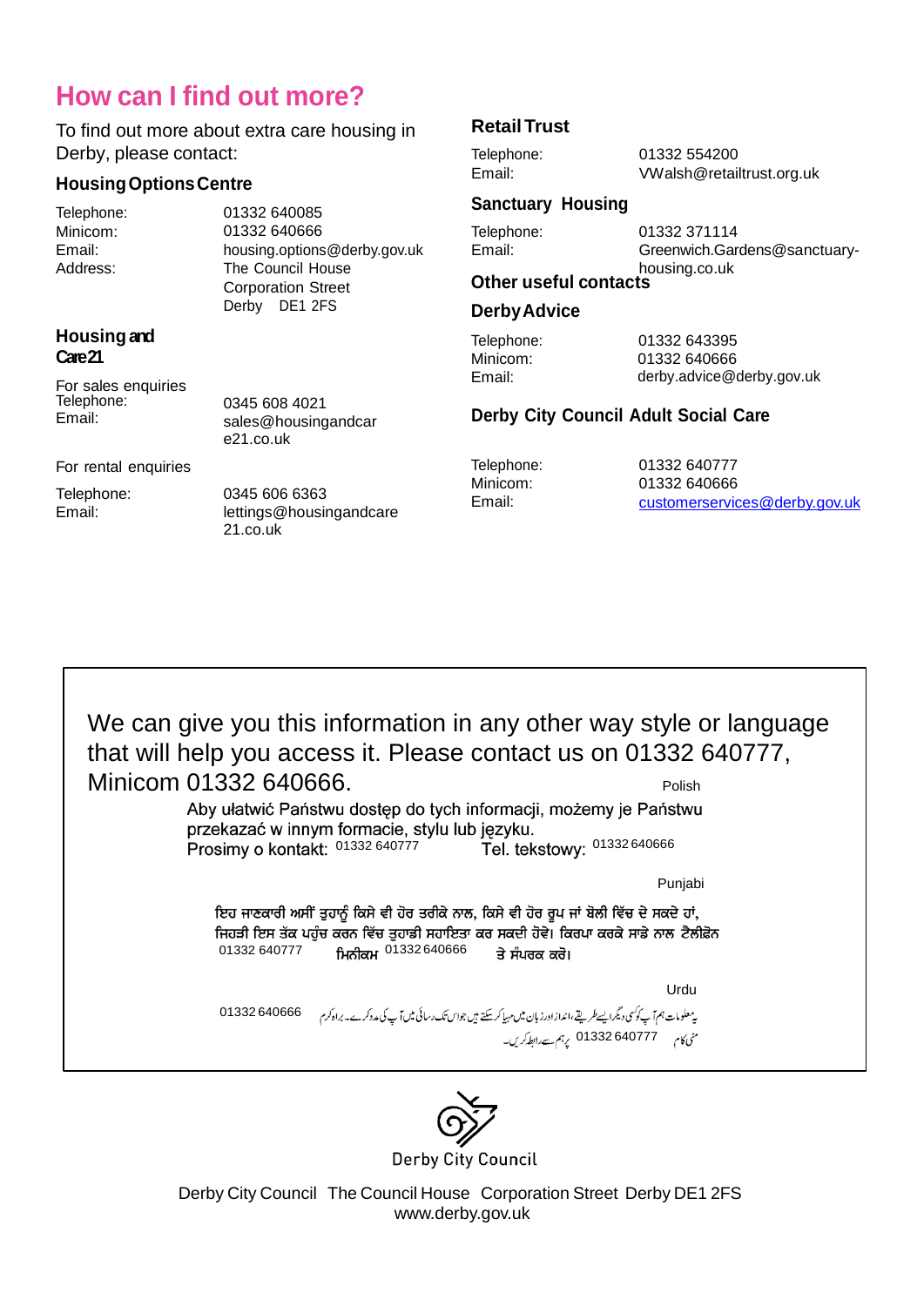## How can I find out more?

To find out more about extra care housing in Derby, please contact:

### Housing Options Centre

| | |
|---|---|
| Telephone: | 01332 640085 |
| Minicom: | 01332 640666 |
| Email: | housing.options@derby.gov.uk |
| Address: | The Council House<br>Corporation Street<br>Derby DE1 2FS |

### Housing and Care21

For sales enquiries

| | |
|---|---|
| Telephone: | 0345 608 4021 |
| Email: | sales@housingandcare21.co.uk |

For rental enquiries

| | |
|---|---|
| Telephone: | 0345 606 6363 |
| Email: | lettings@housingandcare21.co.uk |

### Retail Trust

| | |
|---|---|
| Telephone: | 01332 554200 |
| Email: | VWalsh@retailtrust.org.uk |

### Sanctuary Housing

| | |
|---|---|
| Telephone: | 01332 371114 |
| Email: | Greenwich.Gardens@sanctuary-housing.co.uk |

### Other useful contacts

### Derby Advice

| | |
|---|---|
| Telephone: | 01332 643395 |
| Minicom: | 01332 640666 |
| Email: | derby.advice@derby.gov.uk |

### Derby City Council Adult Social Care

| | |
|---|---|
| Telephone: | 01332 640777 |
| Minicom: | 01332 640666 |
| Email: | customerservices@derby.gov.uk |

We can give you this information in any other way style or language that will help you access it. Please contact us on 01332 640777, Minicom 01332 640666.

Polish

Aby ułatwić Państwu dostęp do tych informacji, możemy je Państwu przekazać w innym formacie, stylu lub języku.
Prosimy o kontakt: 01332 640777 Tel. tekstowy: 01332 640666

Punjabi

ਇਹ ਜਾਣਕਾਰੀ ਅਸੀਂ ਤੁਹਾਨੂੰ ਕਿਸੇ ਵੀ ਹੋਰ ਤਰੀਕੇ ਨਾਲ, ਕਿਸੇ ਵੀ ਹੋਰ ਰੂਪ ਜਾਂ ਬੋਲੀ ਵਿੱਚ ਦੇ ਸਕਦੇ ਹਾਂ, ਜਿਹੜੀ ਇਸ ਤੱਕ ਪਹੁੰਚ ਕਰਨ ਵਿੱਚ ਤੁਹਾਡੀ ਸਹਾਇਤਾ ਕਰ ਸਕਦੀ ਹੋਵੇ। ਕਿਰਪਾ ਕਰਕੇ ਸਾਡੇ ਨਾਲ ਟੈਲੀਫ਼ੋਨ 01332 640777 ਮਿਨੀਕਮ 01332 640666 ਤੇ ਸੰਪਰਕ ਕਰੋ।

Urdu

یہ معلومات ہم آپ کو کسی دیگر ایسے طریقے، انداز اور زبان میں مہیا کرسکتے ہیں جو اس تک رسائی میں آپ کی مدد کرے۔ براہ کرم 01332 640666 منی کام 01332 640777 پر ہم سے رابطہ کریں۔

Derby City Council

Derby City Council The Council House Corporation Street Derby DE1 2FS
www.derby.gov.uk